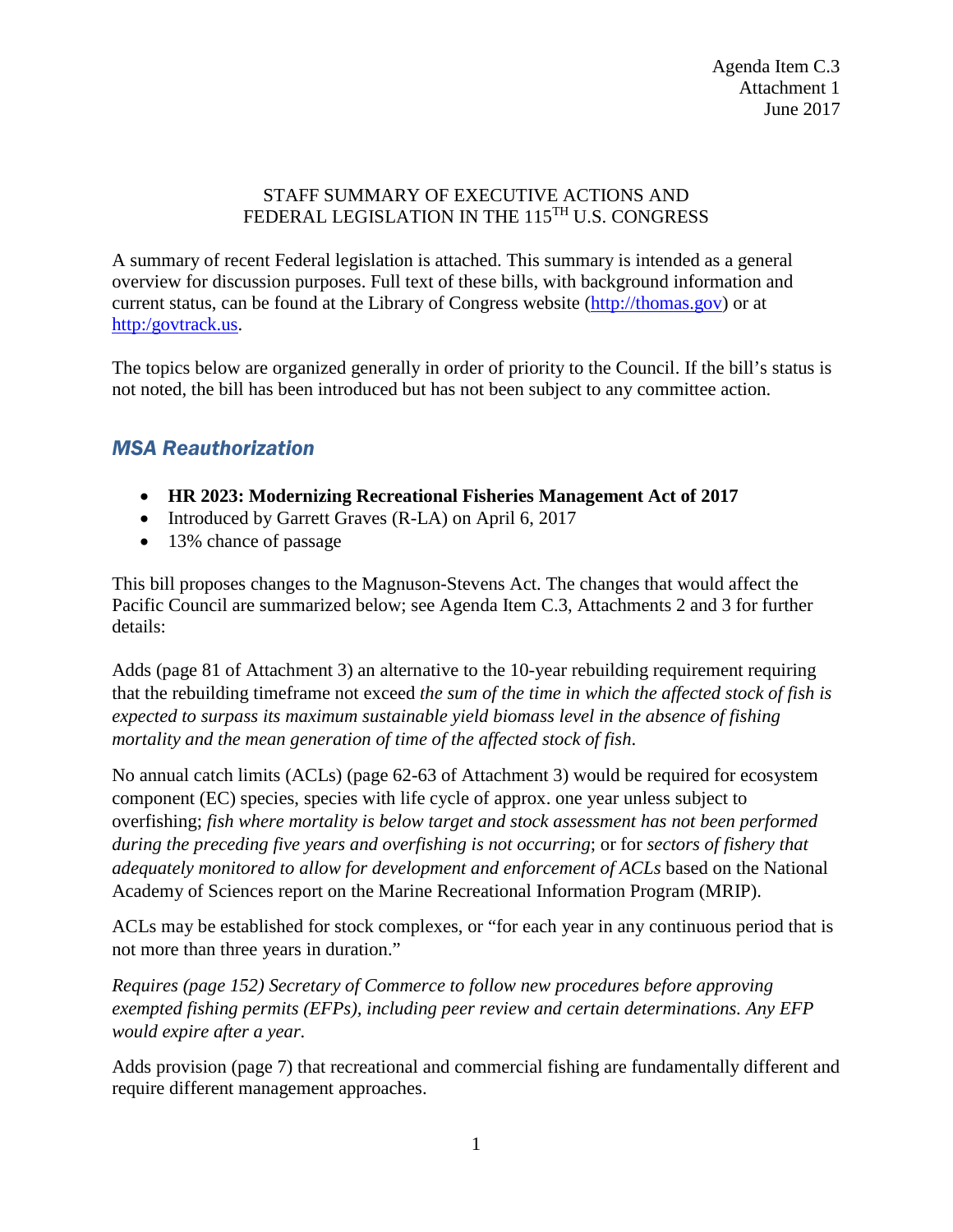Agenda Item C.3
Attachment 1
June 2017

# STAFF SUMMARY OF EXECUTIVE ACTIONS AND FEDERAL LEGISLATION IN THE 115TH U.S. CONGRESS

A summary of recent Federal legislation is attached. This summary is intended as a general overview for discussion purposes. Full text of these bills, with background information and current status, can be found at the Library of Congress website ([http://thomas.gov](http://thomas.gov)) or at [http:/govtrack.us](http:/govtrack.us).

The topics below are organized generally in order of priority to the Council. If the bill's status is not noted, the bill has been introduced but has not been subject to any committee action.

## *MSA Reauthorization*

- **HR 2023: Modernizing Recreational Fisheries Management Act of 2017**
- Introduced by Garrett Graves (R-LA) on April 6, 2017
- 13% chance of passage

This bill proposes changes to the Magnuson-Stevens Act. The changes that would affect the Pacific Council are summarized below; see Agenda Item C.3, Attachments 2 and 3 for further details:

Adds (page 81 of Attachment 3) an alternative to the 10-year rebuilding requirement requiring that the rebuilding timeframe not exceed *the sum of the time in which the affected stock of fish is expected to surpass its maximum sustainable yield biomass level in the absence of fishing mortality and the mean generation of time of the affected stock of fish.*

No annual catch limits (ACLs) (page 62-63 of Attachment 3) would be required for ecosystem component (EC) species, species with life cycle of approx. one year unless subject to overfishing; *fish where mortality is below target and stock assessment has not been performed during the preceding five years and overfishing is not occurring*; or for *sectors of fishery that adequately monitored to allow for development and enforcement of ACLs* based on the National Academy of Sciences report on the Marine Recreational Information Program (MRIP).

ACLs may be established for stock complexes, or "for each year in any continuous period that is not more than three years in duration."

*Requires (page 152) Secretary of Commerce to follow new procedures before approving exempted fishing permits (EFPs), including peer review and certain determinations. Any EFP would expire after a year.*

Adds provision (page 7) that recreational and commercial fishing are fundamentally different and require different management approaches.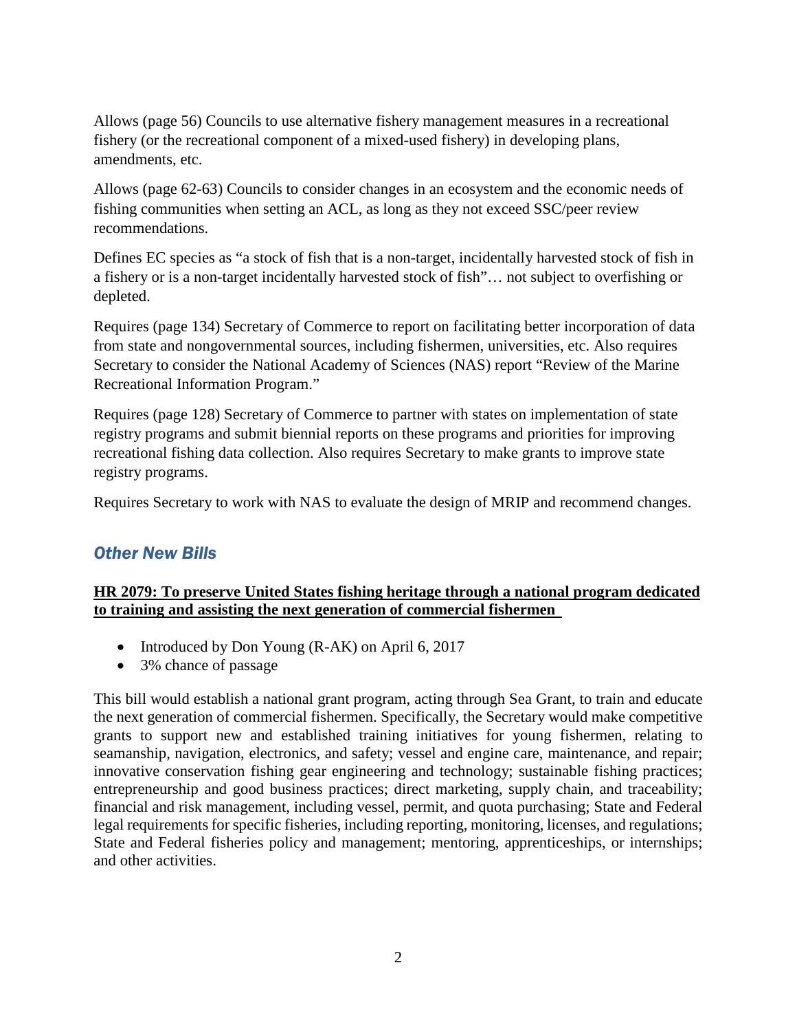Allows (page 56) Councils to use alternative fishery management measures in a recreational fishery (or the recreational component of a mixed-used fishery) in developing plans, amendments, etc.

Allows (page 62-63) Councils to consider changes in an ecosystem and the economic needs of fishing communities when setting an ACL, as long as they not exceed SSC/peer review recommendations.

Defines EC species as "a stock of fish that is a non-target, incidentally harvested stock of fish in a fishery or is a non-target incidentally harvested stock of fish"… not subject to overfishing or depleted.

Requires (page 134) Secretary of Commerce to report on facilitating better incorporation of data from state and nongovernmental sources, including fishermen, universities, etc. Also requires Secretary to consider the National Academy of Sciences (NAS) report "Review of the Marine Recreational Information Program."

Requires (page 128) Secretary of Commerce to partner with states on implementation of state registry programs and submit biennial reports on these programs and priorities for improving recreational fishing data collection. Also requires Secretary to make grants to improve state registry programs.

Requires Secretary to work with NAS to evaluate the design of MRIP and recommend changes.

## *Other New Bills*

**HR 2079: To preserve United States fishing heritage through a national program dedicated to training and assisting the next generation of commercial fishermen**

- Introduced by Don Young (R-AK) on April 6, 2017
- 3% chance of passage

This bill would establish a national grant program, acting through Sea Grant, to train and educate the next generation of commercial fishermen. Specifically, the Secretary would make competitive grants to support new and established training initiatives for young fishermen, relating to seamanship, navigation, electronics, and safety; vessel and engine care, maintenance, and repair; innovative conservation fishing gear engineering and technology; sustainable fishing practices; entrepreneurship and good business practices; direct marketing, supply chain, and traceability; financial and risk management, including vessel, permit, and quota purchasing; State and Federal legal requirements for specific fisheries, including reporting, monitoring, licenses, and regulations; State and Federal fisheries policy and management; mentoring, apprenticeships, or internships; and other activities.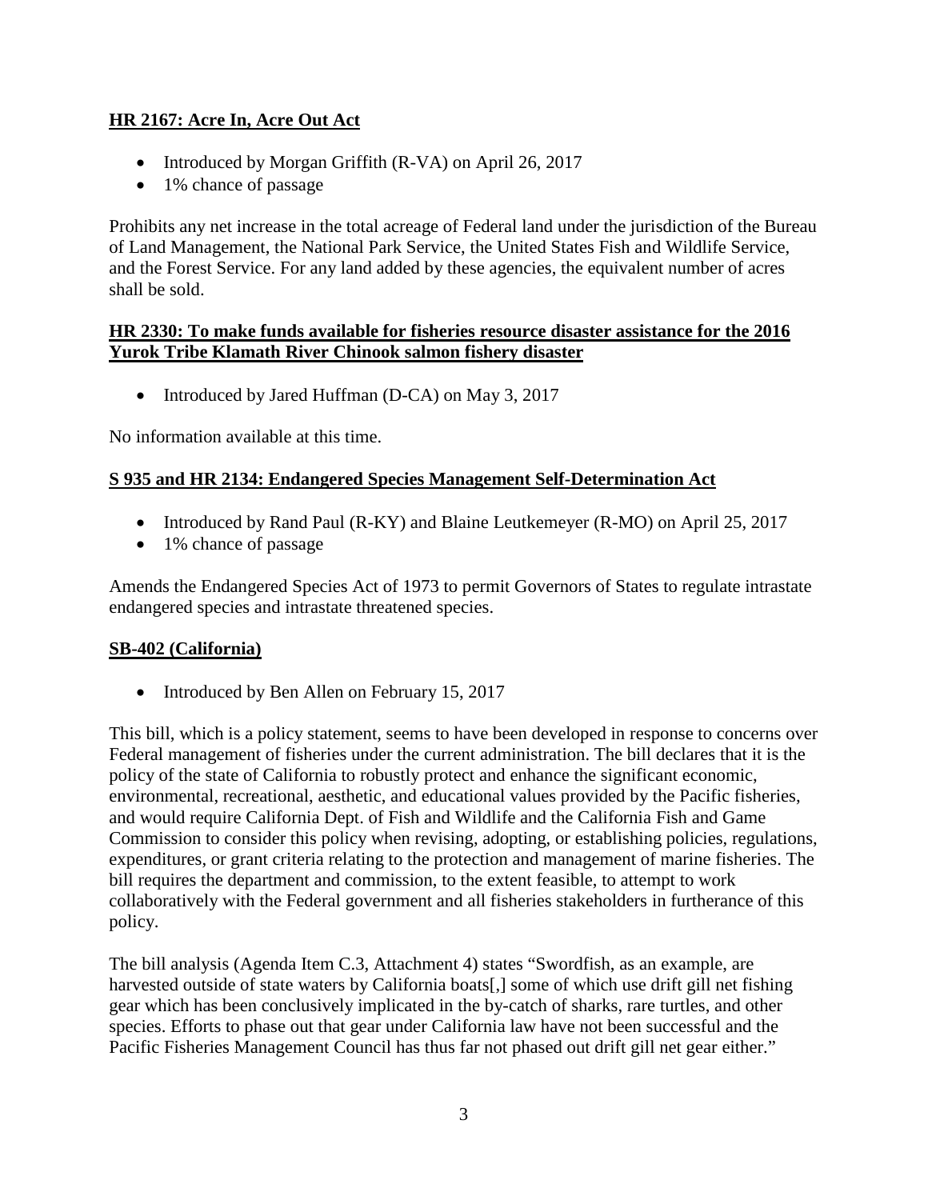**HR 2167: Acre In, Acre Out Act**

- Introduced by Morgan Griffith (R-VA) on April 26, 2017
- 1% chance of passage

Prohibits any net increase in the total acreage of Federal land under the jurisdiction of the Bureau of Land Management, the National Park Service, the United States Fish and Wildlife Service, and the Forest Service. For any land added by these agencies, the equivalent number of acres shall be sold.

**HR 2330: To make funds available for fisheries resource disaster assistance for the 2016 Yurok Tribe Klamath River Chinook salmon fishery disaster**

- Introduced by Jared Huffman (D-CA) on May 3, 2017

No information available at this time.

**S 935 and HR 2134: Endangered Species Management Self-Determination Act**

- Introduced by Rand Paul (R-KY) and Blaine Leutkemeyer (R-MO) on April 25, 2017
- 1% chance of passage

Amends the Endangered Species Act of 1973 to permit Governors of States to regulate intrastate endangered species and intrastate threatened species.

**SB-402 (California)**

- Introduced by Ben Allen on February 15, 2017

This bill, which is a policy statement, seems to have been developed in response to concerns over Federal management of fisheries under the current administration. The bill declares that it is the policy of the state of California to robustly protect and enhance the significant economic, environmental, recreational, aesthetic, and educational values provided by the Pacific fisheries, and would require California Dept. of Fish and Wildlife and the California Fish and Game Commission to consider this policy when revising, adopting, or establishing policies, regulations, expenditures, or grant criteria relating to the protection and management of marine fisheries. The bill requires the department and commission, to the extent feasible, to attempt to work collaboratively with the Federal government and all fisheries stakeholders in furtherance of this policy.

The bill analysis (Agenda Item C.3, Attachment 4) states "Swordfish, as an example, are harvested outside of state waters by California boats[,] some of which use drift gill net fishing gear which has been conclusively implicated in the by-catch of sharks, rare turtles, and other species. Efforts to phase out that gear under California law have not been successful and the Pacific Fisheries Management Council has thus far not phased out drift gill net gear either."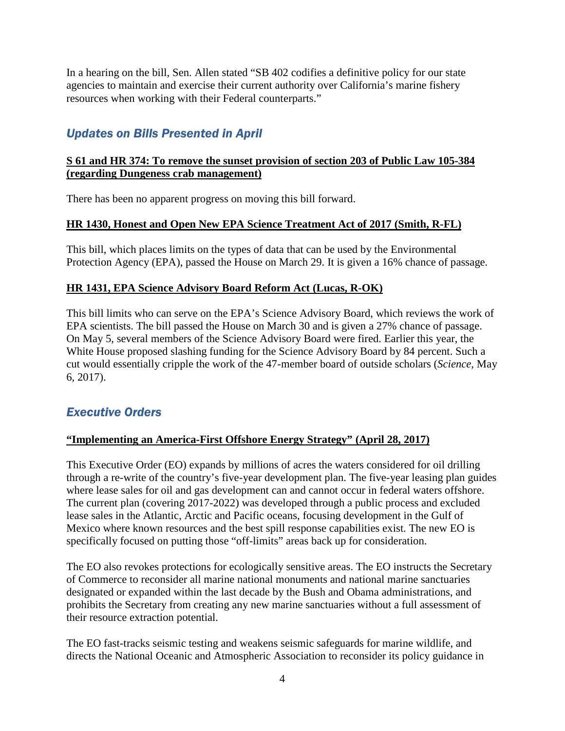In a hearing on the bill, Sen. Allen stated "SB 402 codifies a definitive policy for our state agencies to maintain and exercise their current authority over California's marine fishery resources when working with their Federal counterparts."

## *Updates on Bills Presented in April*

### **S 61 and HR 374: To remove the sunset provision of section 203 of Public Law 105-384 (regarding Dungeness crab management)**

There has been no apparent progress on moving this bill forward.

### **HR 1430, Honest and Open New EPA Science Treatment Act of 2017 (Smith, R-FL)**

This bill, which places limits on the types of data that can be used by the Environmental Protection Agency (EPA), passed the House on March 29. It is given a 16% chance of passage.

### **HR 1431, EPA Science Advisory Board Reform Act (Lucas, R-OK)**

This bill limits who can serve on the EPA's Science Advisory Board, which reviews the work of EPA scientists. The bill passed the House on March 30 and is given a 27% chance of passage. On May 5, several members of the Science Advisory Board were fired. Earlier this year, the White House proposed slashing funding for the Science Advisory Board by 84 percent. Such a cut would essentially cripple the work of the 47-member board of outside scholars (*Science*, May 6, 2017).

## *Executive Orders*

### **"Implementing an America-First Offshore Energy Strategy" (April 28, 2017)**

This Executive Order (EO) expands by millions of acres the waters considered for oil drilling through a re-write of the country's five-year development plan. The five-year leasing plan guides where lease sales for oil and gas development can and cannot occur in federal waters offshore. The current plan (covering 2017-2022) was developed through a public process and excluded lease sales in the Atlantic, Arctic and Pacific oceans, focusing development in the Gulf of Mexico where known resources and the best spill response capabilities exist. The new EO is specifically focused on putting those "off-limits" areas back up for consideration.

The EO also revokes protections for ecologically sensitive areas. The EO instructs the Secretary of Commerce to reconsider all marine national monuments and national marine sanctuaries designated or expanded within the last decade by the Bush and Obama administrations, and prohibits the Secretary from creating any new marine sanctuaries without a full assessment of their resource extraction potential.

The EO fast-tracks seismic testing and weakens seismic safeguards for marine wildlife, and directs the National Oceanic and Atmospheric Association to reconsider its policy guidance in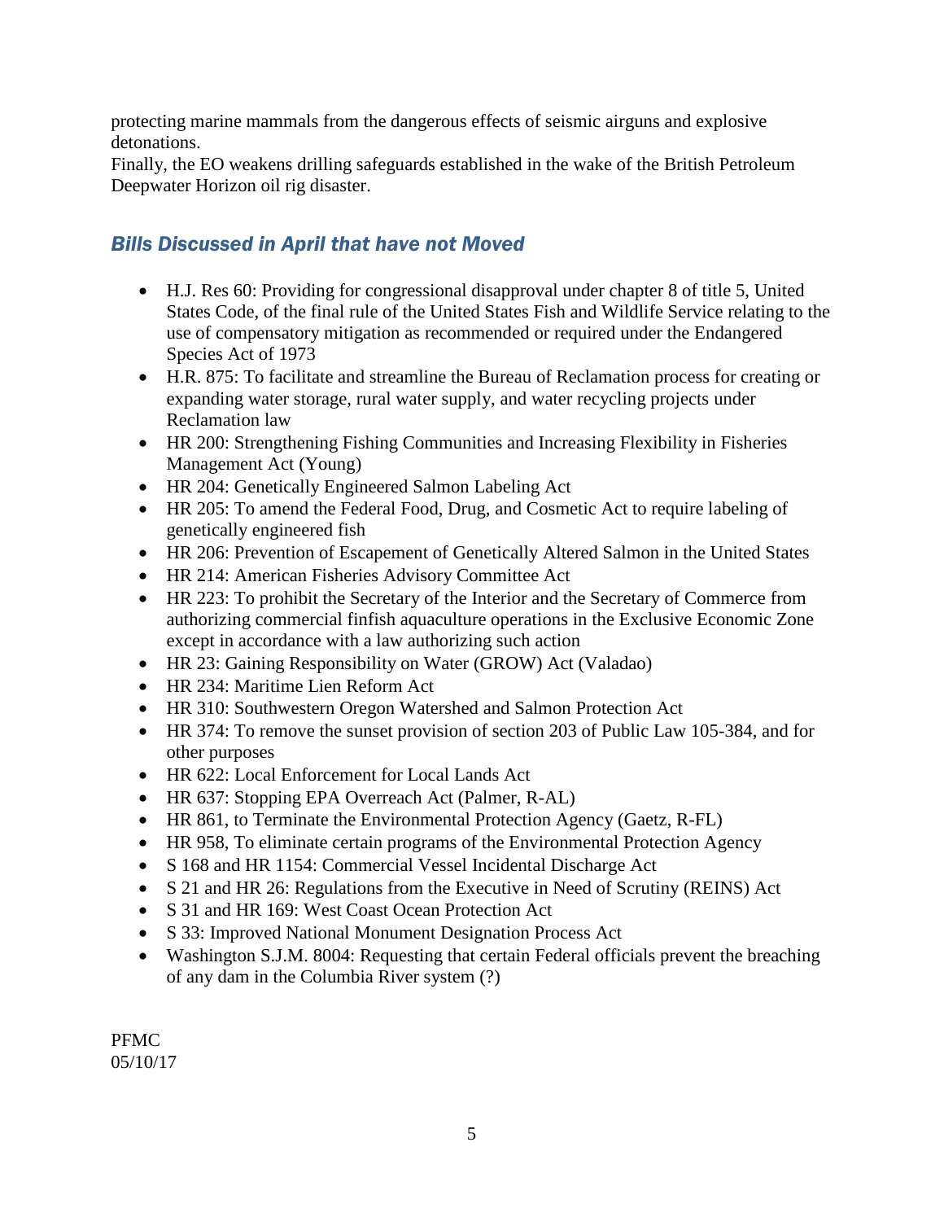protecting marine mammals from the dangerous effects of seismic airguns and explosive detonations.

Finally, the EO weakens drilling safeguards established in the wake of the British Petroleum Deepwater Horizon oil rig disaster.

### *Bills Discussed in April that have not Moved*

- H.J. Res 60: Providing for congressional disapproval under chapter 8 of title 5, United States Code, of the final rule of the United States Fish and Wildlife Service relating to the use of compensatory mitigation as recommended or required under the Endangered Species Act of 1973
- H.R. 875: To facilitate and streamline the Bureau of Reclamation process for creating or expanding water storage, rural water supply, and water recycling projects under Reclamation law
- HR 200: Strengthening Fishing Communities and Increasing Flexibility in Fisheries Management Act (Young)
- HR 204: Genetically Engineered Salmon Labeling Act
- HR 205: To amend the Federal Food, Drug, and Cosmetic Act to require labeling of genetically engineered fish
- HR 206: Prevention of Escapement of Genetically Altered Salmon in the United States
- HR 214: American Fisheries Advisory Committee Act
- HR 223: To prohibit the Secretary of the Interior and the Secretary of Commerce from authorizing commercial finfish aquaculture operations in the Exclusive Economic Zone except in accordance with a law authorizing such action
- HR 23: Gaining Responsibility on Water (GROW) Act (Valadao)
- HR 234: Maritime Lien Reform Act
- HR 310: Southwestern Oregon Watershed and Salmon Protection Act
- HR 374: To remove the sunset provision of section 203 of Public Law 105-384, and for other purposes
- HR 622: Local Enforcement for Local Lands Act
- HR 637: Stopping EPA Overreach Act (Palmer, R-AL)
- HR 861, to Terminate the Environmental Protection Agency (Gaetz, R-FL)
- HR 958, To eliminate certain programs of the Environmental Protection Agency
- S 168 and HR 1154: Commercial Vessel Incidental Discharge Act
- S 21 and HR 26: Regulations from the Executive in Need of Scrutiny (REINS) Act
- S 31 and HR 169: West Coast Ocean Protection Act
- S 33: Improved National Monument Designation Process Act
- Washington S.J.M. 8004: Requesting that certain Federal officials prevent the breaching of any dam in the Columbia River system (?)

PFMC
05/10/17